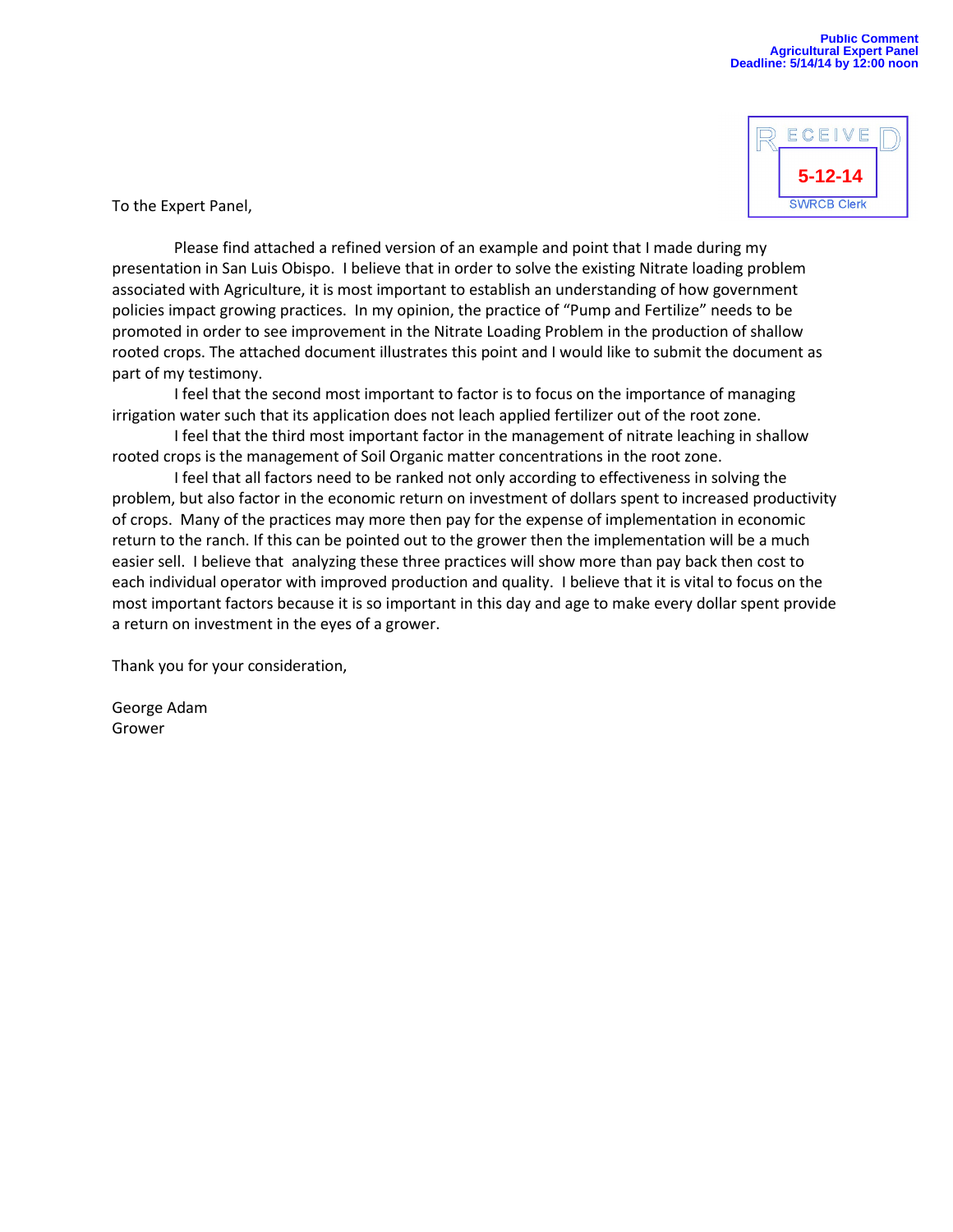**Public Comment**
**Agricultural Expert Panel**
**Deadline: 5/14/14 by 12:00 noon**

RECEIVED
5-12-14
SWRCB Clerk

To the Expert Panel,

Please find attached a refined version of an example and point that I made during my presentation in San Luis Obispo. I believe that in order to solve the existing Nitrate loading problem associated with Agriculture, it is most important to establish an understanding of how government policies impact growing practices. In my opinion, the practice of "Pump and Fertilize" needs to be promoted in order to see improvement in the Nitrate Loading Problem in the production of shallow rooted crops. The attached document illustrates this point and I would like to submit the document as part of my testimony.

I feel that the second most important to factor is to focus on the importance of managing irrigation water such that its application does not leach applied fertilizer out of the root zone.

I feel that the third most important factor in the management of nitrate leaching in shallow rooted crops is the management of Soil Organic matter concentrations in the root zone.

I feel that all factors need to be ranked not only according to effectiveness in solving the problem, but also factor in the economic return on investment of dollars spent to increased productivity of crops. Many of the practices may more then pay for the expense of implementation in economic return to the ranch. If this can be pointed out to the grower then the implementation will be a much easier sell. I believe that analyzing these three practices will show more than pay back then cost to each individual operator with improved production and quality. I believe that it is vital to focus on the most important factors because it is so important in this day and age to make every dollar spent provide a return on investment in the eyes of a grower.

Thank you for your consideration,

George Adam
Grower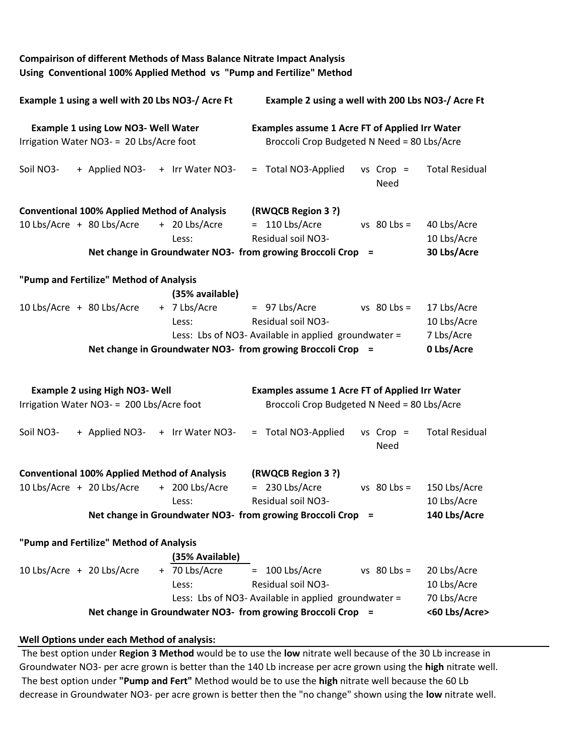**Compairison of different Methods of Mass Balance Nitrate Impact Analysis**
**Using Conventional 100% Applied Method vs "Pump and Fertilize" Method**

**Example 1 using a well with 20 Lbs NO3-/ Acre Ft** | **Example 2 using a well with 200 Lbs NO3-/ Acre Ft**

**Example 1 using Low NO3- Well Water**
Irrigation Water NO3- = 20 Lbs/Acre foot

**Examples assume 1 Acre FT of Applied Irr Water**
Broccoli Crop Budgeted N Need = 80 Lbs/Acre

| Soil NO3- | + Applied NO3- | + Irr Water NO3- | = Total NO3-Applied | vs Crop = Need | Total Residual |
|---|---|---|---|---|---|
| **Conventional 100% Applied Method of Analysis** | | | **(RWQCB Region 3 ?)** | | |
| 10 Lbs/Acre | + 80 Lbs/Acre | + 20 Lbs/Acre | = 110 Lbs/Acre | vs 80 Lbs = | 40 Lbs/Acre |
| | | Less: | Residual soil NO3- | | 10 Lbs/Acre |
| | **Net change in Groundwater NO3- from growing Broccoli Crop** | | | **=** | **30 Lbs/Acre** |
| **"Pump and Fertilize" Method of Analysis** | | | | | |
| | | **(35% available)** | | | |
| 10 Lbs/Acre | + 80 Lbs/Acre | + 7 Lbs/Acre | = 97 Lbs/Acre | vs 80 Lbs = | 17 Lbs/Acre |
| | | Less: | Residual soil NO3- | | 10 Lbs/Acre |
| | | Less: Lbs of NO3- Available in applied groundwater = | | | 7 Lbs/Acre |
| | **Net change in Groundwater NO3- from growing Broccoli Crop** | | | **=** | **0 Lbs/Acre** |

**Example 2 using High NO3- Well**
Irrigation Water NO3- = 200 Lbs/Acre foot

**Examples assume 1 Acre FT of Applied Irr Water**
Broccoli Crop Budgeted N Need = 80 Lbs/Acre

| Soil NO3- | + Applied NO3- | + Irr Water NO3- | = Total NO3-Applied | vs Crop = Need | Total Residual |
|---|---|---|---|---|---|
| **Conventional 100% Applied Method of Analysis** | | | **(RWQCB Region 3 ?)** | | |
| 10 Lbs/Acre | + 20 Lbs/Acre | + 200 Lbs/Acre | = 230 Lbs/Acre | vs 80 Lbs = | 150 Lbs/Acre |
| | | Less: | Residual soil NO3- | | 10 Lbs/Acre |
| | **Net change in Groundwater NO3- from growing Broccoli Crop** | | | **=** | **140 Lbs/Acre** |
| **"Pump and Fertilize" Method of Analysis** | | | | | |
| | | **(35% Available)** | | | |
| 10 Lbs/Acre | + 20 Lbs/Acre | + 70 Lbs/Acre | = 100 Lbs/Acre | vs 80 Lbs = | 20 Lbs/Acre |
| | | Less: | Residual soil NO3- | | 10 Lbs/Acre |
| | | Less: Lbs of NO3- Available in applied groundwater = | | | 70 Lbs/Acre |
| | **Net change in Groundwater NO3- from growing Broccoli Crop** | | | **=** | **<60 Lbs/Acre>** |

**Well Options under each Method of analysis:**

The best option under **Region 3 Method** would be to use the **low** nitrate well because of the 30 Lb increase in Groundwater NO3- per acre grown is better than the 140 Lb increase per acre grown using the **high** nitrate well.
The best option under **"Pump and Fert"** Method would be to use the **high** nitrate well because the 60 Lb decrease in Groundwater NO3- per acre grown is better then the "no change" shown using the **low** nitrate well.